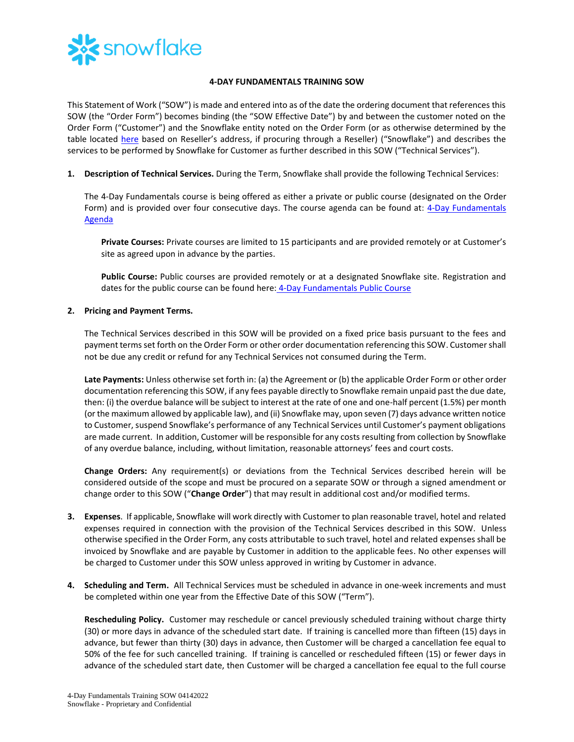# 4-DAY FUNDAMENTALS TRAINING SOW

This Statement of Work ("SOW") is made and entered into as of the date the ordering document that references this SOW (the "Order Form") becomes binding (the "SOW Effective Date") by and between the customer noted on the Order Form ("Customer") and the Snowflake entity noted on the Order Form (or as otherwise determined by the table located here based on Reseller's address, if procuring through a Reseller) ("Snowflake") and describes the services to be performed by Snowflake for Customer as further described in this SOW ("Technical Services").

**1. Description of Technical Services.** During the Term, Snowflake shall provide the following Technical Services:

The 4-Day Fundamentals course is being offered as either a private or public course (designated on the Order Form) and is provided over four consecutive days. The course agenda can be found at: 4-Day Fundamentals Agenda

**Private Courses:** Private courses are limited to 15 participants and are provided remotely or at Customer's site as agreed upon in advance by the parties.

**Public Course:** Public courses are provided remotely or at a designated Snowflake site. Registration and dates for the public course can be found here: 4-Day Fundamentals Public Course

**2. Pricing and Payment Terms.**

The Technical Services described in this SOW will be provided on a fixed price basis pursuant to the fees and payment terms set forth on the Order Form or other order documentation referencing this SOW. Customer shall not be due any credit or refund for any Technical Services not consumed during the Term.

**Late Payments:** Unless otherwise set forth in: (a) the Agreement or (b) the applicable Order Form or other order documentation referencing this SOW, if any fees payable directly to Snowflake remain unpaid past the due date, then: (i) the overdue balance will be subject to interest at the rate of one and one-half percent (1.5%) per month (or the maximum allowed by applicable law), and (ii) Snowflake may, upon seven (7) days advance written notice to Customer, suspend Snowflake's performance of any Technical Services until Customer's payment obligations are made current. In addition, Customer will be responsible for any costs resulting from collection by Snowflake of any overdue balance, including, without limitation, reasonable attorneys' fees and court costs.

**Change Orders:** Any requirement(s) or deviations from the Technical Services described herein will be considered outside of the scope and must be procured on a separate SOW or through a signed amendment or change order to this SOW ("**Change Order**") that may result in additional cost and/or modified terms.

**3. Expenses**. If applicable, Snowflake will work directly with Customer to plan reasonable travel, hotel and related expenses required in connection with the provision of the Technical Services described in this SOW. Unless otherwise specified in the Order Form, any costs attributable to such travel, hotel and related expenses shall be invoiced by Snowflake and are payable by Customer in addition to the applicable fees. No other expenses will be charged to Customer under this SOW unless approved in writing by Customer in advance.

**4. Scheduling and Term.** All Technical Services must be scheduled in advance in one-week increments and must be completed within one year from the Effective Date of this SOW ("Term").

**Rescheduling Policy.** Customer may reschedule or cancel previously scheduled training without charge thirty (30) or more days in advance of the scheduled start date. If training is cancelled more than fifteen (15) days in advance, but fewer than thirty (30) days in advance, then Customer will be charged a cancellation fee equal to 50% of the fee for such cancelled training. If training is cancelled or rescheduled fifteen (15) or fewer days in advance of the scheduled start date, then Customer will be charged a cancellation fee equal to the full course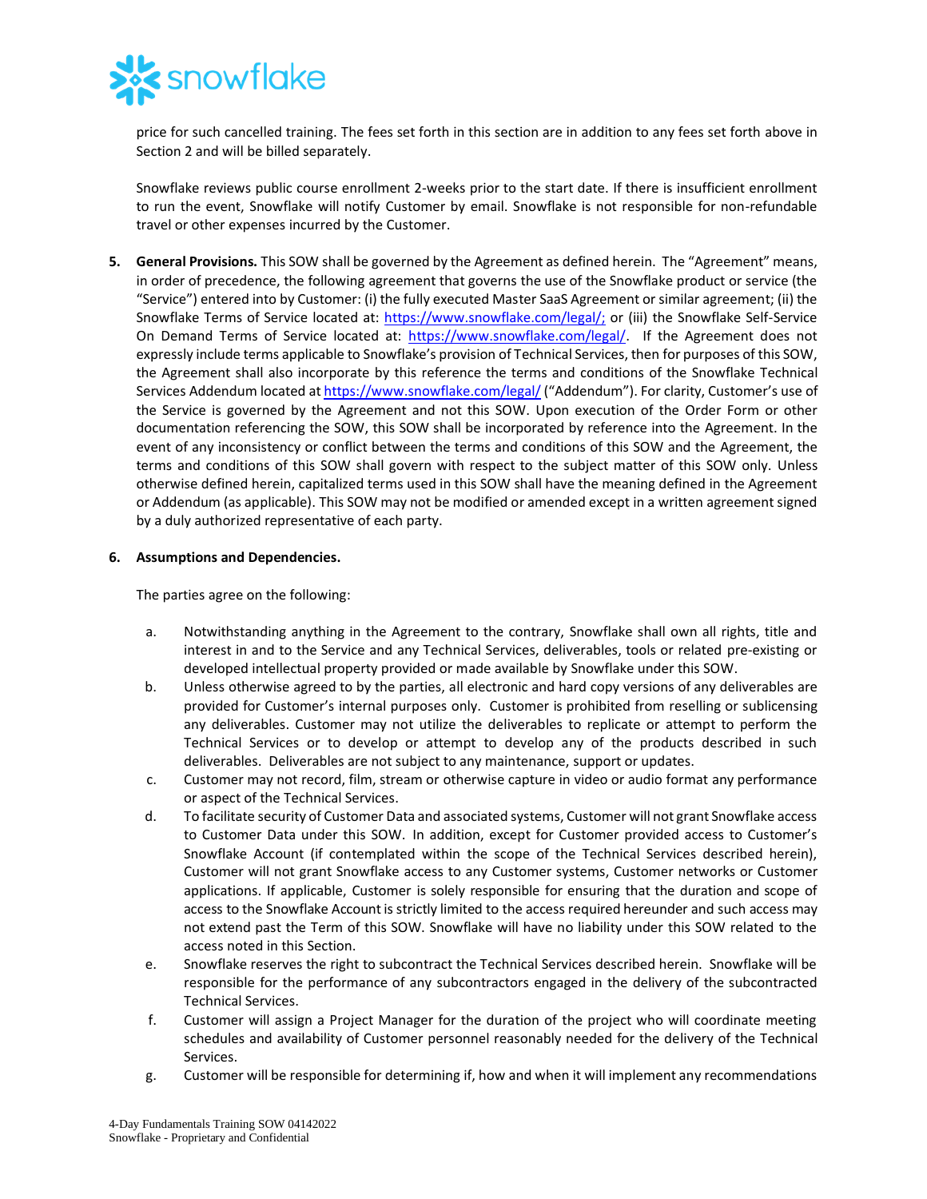price for such cancelled training. The fees set forth in this section are in addition to any fees set forth above in Section 2 and will be billed separately.

Snowflake reviews public course enrollment 2-weeks prior to the start date. If there is insufficient enrollment to run the event, Snowflake will notify Customer by email. Snowflake is not responsible for non-refundable travel or other expenses incurred by the Customer.

5. **General Provisions.** This SOW shall be governed by the Agreement as defined herein. The "Agreement" means, in order of precedence, the following agreement that governs the use of the Snowflake product or service (the "Service") entered into by Customer: (i) the fully executed Master SaaS Agreement or similar agreement; (ii) the Snowflake Terms of Service located at: https://www.snowflake.com/legal/; or (iii) the Snowflake Self-Service On Demand Terms of Service located at: https://www.snowflake.com/legal/. If the Agreement does not expressly include terms applicable to Snowflake's provision of Technical Services, then for purposes of this SOW, the Agreement shall also incorporate by this reference the terms and conditions of the Snowflake Technical Services Addendum located at https://www.snowflake.com/legal/ ("Addendum"). For clarity, Customer's use of the Service is governed by the Agreement and not this SOW. Upon execution of the Order Form or other documentation referencing the SOW, this SOW shall be incorporated by reference into the Agreement. In the event of any inconsistency or conflict between the terms and conditions of this SOW and the Agreement, the terms and conditions of this SOW shall govern with respect to the subject matter of this SOW only. Unless otherwise defined herein, capitalized terms used in this SOW shall have the meaning defined in the Agreement or Addendum (as applicable). This SOW may not be modified or amended except in a written agreement signed by a duly authorized representative of each party.

6. **Assumptions and Dependencies.**

   The parties agree on the following:

   a. Notwithstanding anything in the Agreement to the contrary, Snowflake shall own all rights, title and interest in and to the Service and any Technical Services, deliverables, tools or related pre-existing or developed intellectual property provided or made available by Snowflake under this SOW.

   b. Unless otherwise agreed to by the parties, all electronic and hard copy versions of any deliverables are provided for Customer's internal purposes only. Customer is prohibited from reselling or sublicensing any deliverables. Customer may not utilize the deliverables to replicate or attempt to perform the Technical Services or to develop or attempt to develop any of the products described in such deliverables. Deliverables are not subject to any maintenance, support or updates.

   c. Customer may not record, film, stream or otherwise capture in video or audio format any performance or aspect of the Technical Services.

   d. To facilitate security of Customer Data and associated systems, Customer will not grant Snowflake access to Customer Data under this SOW. In addition, except for Customer provided access to Customer's Snowflake Account (if contemplated within the scope of the Technical Services described herein), Customer will not grant Snowflake access to any Customer systems, Customer networks or Customer applications. If applicable, Customer is solely responsible for ensuring that the duration and scope of access to the Snowflake Account is strictly limited to the access required hereunder and such access may not extend past the Term of this SOW. Snowflake will have no liability under this SOW related to the access noted in this Section.

   e. Snowflake reserves the right to subcontract the Technical Services described herein. Snowflake will be responsible for the performance of any subcontractors engaged in the delivery of the subcontracted Technical Services.

   f. Customer will assign a Project Manager for the duration of the project who will coordinate meeting schedules and availability of Customer personnel reasonably needed for the delivery of the Technical Services.

   g. Customer will be responsible for determining if, how and when it will implement any recommendations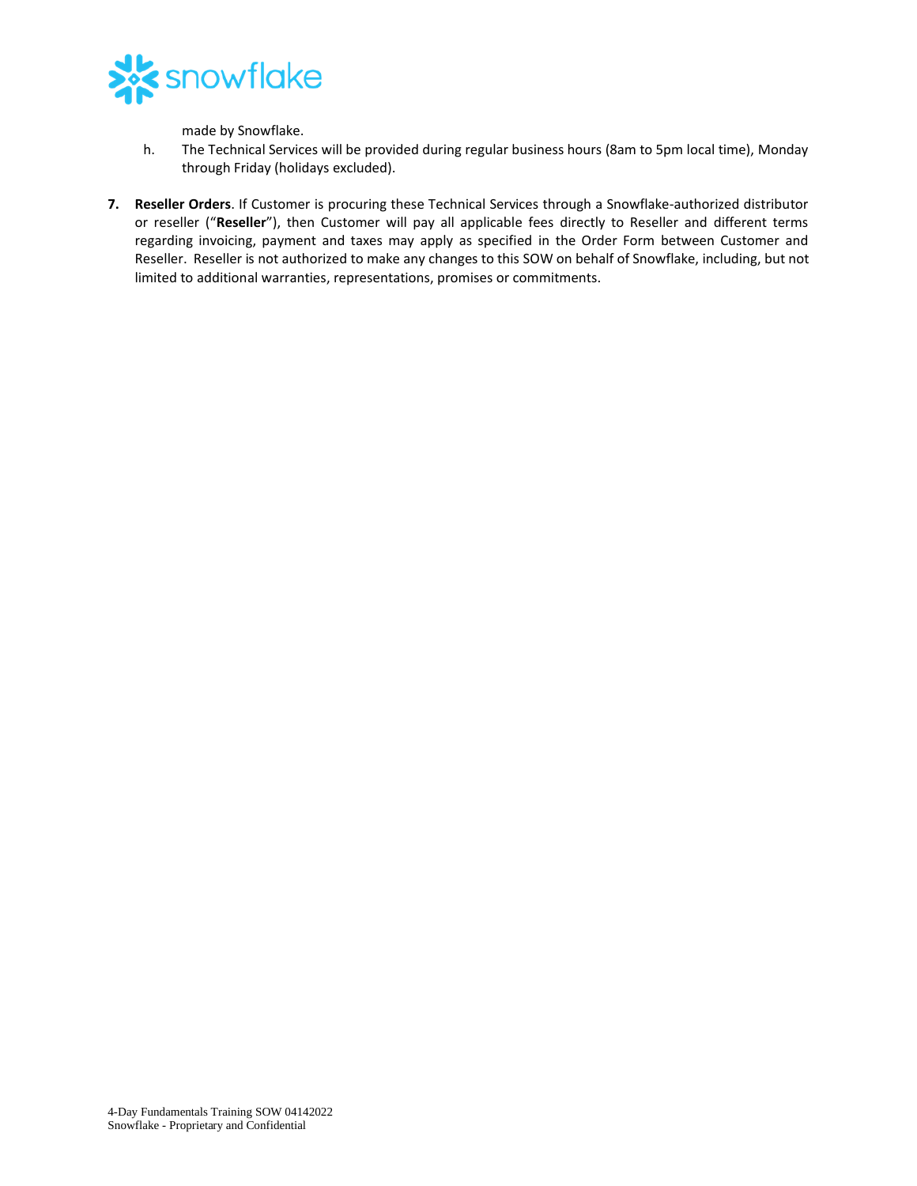made by Snowflake.

h. The Technical Services will be provided during regular business hours (8am to 5pm local time), Monday through Friday (holidays excluded).

7. **Reseller Orders**. If Customer is procuring these Technical Services through a Snowflake-authorized distributor or reseller ("**Reseller**"), then Customer will pay all applicable fees directly to Reseller and different terms regarding invoicing, payment and taxes may apply as specified in the Order Form between Customer and Reseller. Reseller is not authorized to make any changes to this SOW on behalf of Snowflake, including, but not limited to additional warranties, representations, promises or commitments.